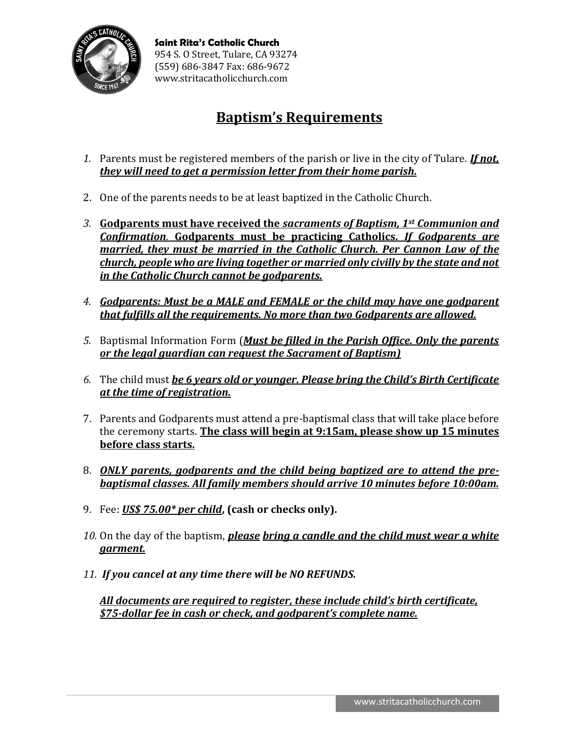**Saint Rita's Catholic Church**
954 S. O Street, Tulare, CA 93274
(559) 686-3847 Fax: 686-9672
www.stritacatholicchurch.com

# Baptism's Requirements

1. Parents must be registered members of the parish or live in the city of Tulare. ***If not, they will need to get a permission letter from their home parish.***

2. One of the parents needs to be at least baptized in the Catholic Church.

3. **Godparents must have received the *sacraments of Baptism, 1st Communion and Confirmation*. Godparents must be practicing Catholics.** ***If Godparents are married, they must be married in the Catholic Church. Per Cannon Law of the church, people who are living together or married only civilly by the state and not in the Catholic Church cannot be godparents.***

4. ***Godparents: Must be a MALE and FEMALE or the child may have one godparent that fulfills all the requirements. No more than two Godparents are allowed.***

5. Baptismal Information Form (***Must be filled in the Parish Office. Only the parents or the legal guardian can request the Sacrament of Baptism)***

6. The child must ***be 6 years old or younger. Please bring the Child's Birth Certificate at the time of registration.***

7. Parents and Godparents must attend a pre-baptismal class that will take place before the ceremony starts. **The class will begin at 9:15am, please show up 15 minutes before class starts.**

8. ***ONLY parents, godparents and the child being baptized are to attend the pre-baptismal classes. All family members should arrive 10 minutes before 10:00am.***

9. Fee: ***US$ 75.00\* per child*, (cash or checks only).**

10. On the day of the baptism, ***please bring a candle and the child must wear a white garment.***

11. ***If you cancel at any time there will be NO REFUNDS.***

***All documents are required to register, these include child's birth certificate, $75-dollar fee in cash or check, and godparent's complete name.***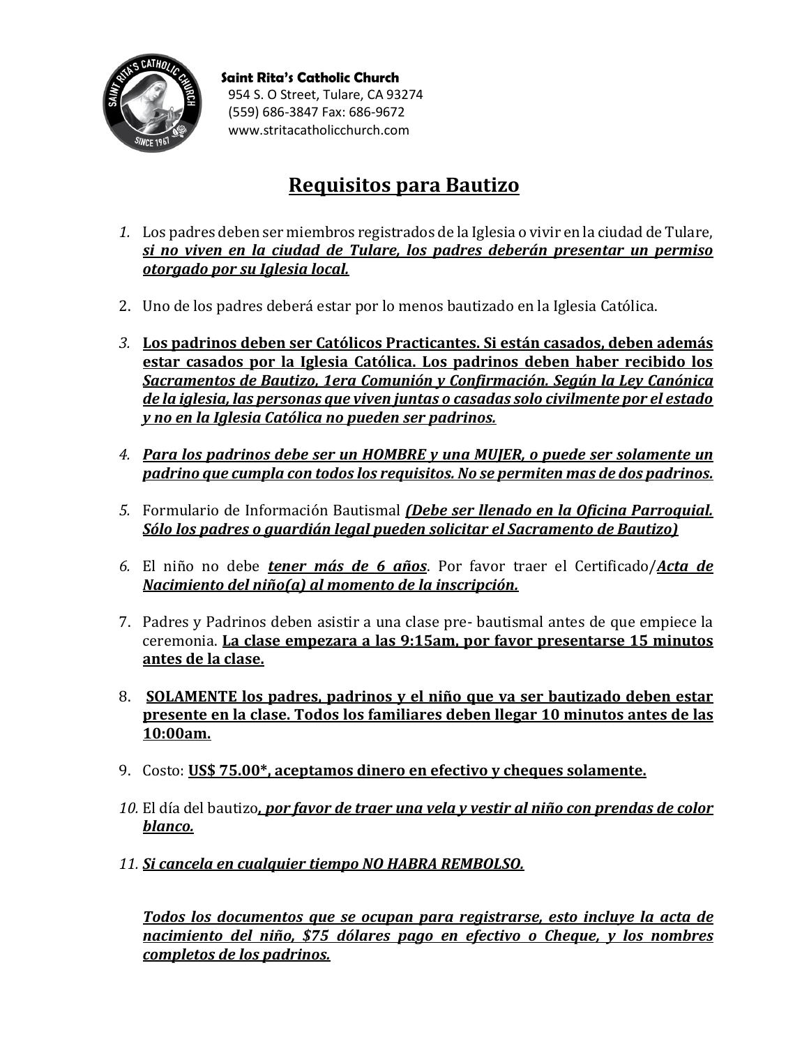**Saint Rita's Catholic Church**
954 S. O Street, Tulare, CA 93274
(559) 686-3847 Fax: 686-9672
www.stritacatholicchurch.com

# Requisitos para Bautizo

1. Los padres deben ser miembros registrados de la Iglesia o vivir en la ciudad de Tulare, ***si no viven en la ciudad de Tulare, los padres deberán presentar un permiso otorgado por su Iglesia local.***

2. Uno de los padres deberá estar por lo menos bautizado en la Iglesia Católica.

3. **Los padrinos deben ser Católicos Practicantes. Si están casados, deben además estar casados por la Iglesia Católica. Los padrinos deben haber recibido los *Sacramentos de Bautizo, 1era Comunión y Confirmación. Según la Ley Canónica de la iglesia, las personas que viven juntas o casadas solo civilmente por el estado y no en la Iglesia Católica no pueden ser padrinos.***

4. ***Para los padrinos debe ser un HOMBRE y una MUJER, o puede ser solamente un padrino que cumpla con todos los requisitos. No se permiten mas de dos padrinos.***

5. Formulario de Información Bautismal ***(Debe ser llenado en la Oficina Parroquial. Sólo los padres o guardián legal pueden solicitar el Sacramento de Bautizo)***

6. El niño no debe ***tener más de 6 años***. Por favor traer el Certificado/***Acta de Nacimiento del niño(a) al momento de la inscripción.***

7. Padres y Padrinos deben asistir a una clase pre- bautismal antes de que empiece la ceremonia. **La clase empezara a las 9:15am, por favor presentarse 15 minutos antes de la clase.**

8. **SOLAMENTE los padres, padrinos y el niño que va ser bautizado deben estar presente en la clase. Todos los familiares deben llegar 10 minutos antes de las 10:00am.**

9. Costo: **US$ 75.00*, aceptamos dinero en efectivo y cheques solamente.**

10. El día del bautizo***, por favor de traer una vela y vestir al niño con prendas de color blanco.***

11. ***Si cancela en cualquier tiempo NO HABRA REMBOLSO.***

***Todos los documentos que se ocupan para registrarse, esto incluye la acta de nacimiento del niño, $75 dólares pago en efectivo o Cheque, y los nombres completos de los padrinos.***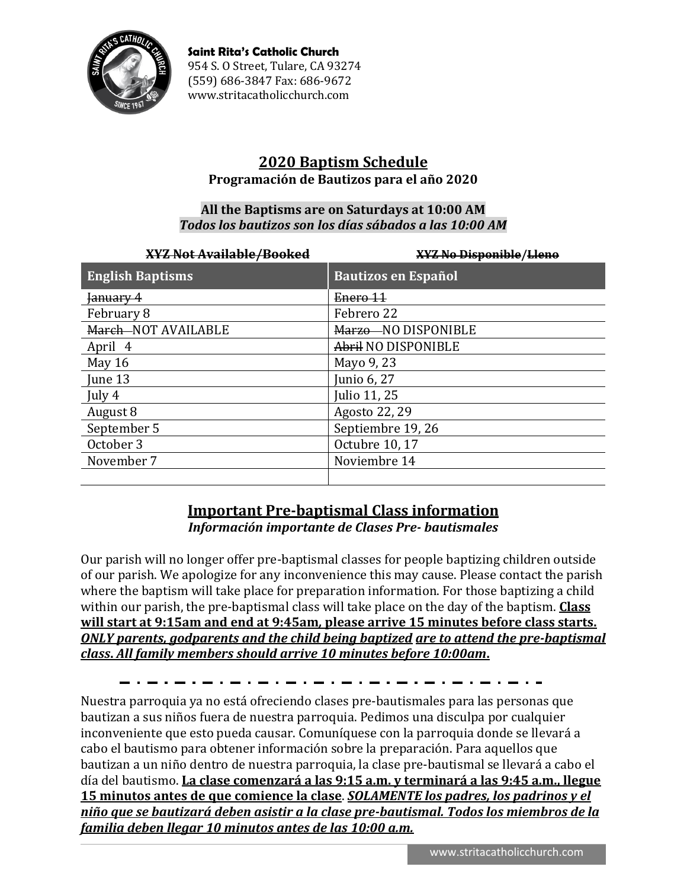**Saint Rita's Catholic Church**
954 S. O Street, Tulare, CA 93274
(559) 686-3847 Fax: 686-9672
www.stritacatholicchurch.com

# 2020 Baptism Schedule

**Programación de Bautizos para el año 2020**

**All the Baptisms are on Saturdays at 10:00 AM**
***Todos los bautizos son los días sábados a las 10:00 AM***

| ~~XYZ Not Available/Booked~~ | ~~XYZ No Disponible/Lleno~~ |
|---|---|
| **English Baptisms** | **Bautizos en Español** |
| ~~January 4~~ | ~~Enero 11~~ |
| February 8 | Febrero 22 |
| ~~March~~ NOT AVAILABLE | ~~Marzo~~ NO DISPONIBLE |
| April 4 | ~~Abril~~ NO DISPONIBLE |
| May 16 | Mayo 9, 23 |
| June 13 | Junio 6, 27 |
| July 4 | Julio 11, 25 |
| August 8 | Agosto 22, 29 |
| September 5 | Septiembre 19, 26 |
| October 3 | Octubre 10, 17 |
| November 7 | Noviembre 14 |
| | |

## Important Pre-baptismal Class information

***Información importante de Clases Pre- bautismales***

Our parish will no longer offer pre-baptismal classes for people baptizing children outside of our parish. We apologize for any inconvenience this may cause. Please contact the parish where the baptism will take place for preparation information. For those baptizing a child within our parish, the pre-baptismal class will take place on the day of the baptism. **Class will start at 9:15am and end at 9:45am, please arrive 15 minutes before class starts.** ***ONLY parents, godparents and the child being baptized are to attend the pre-baptismal class. All family members should arrive 10 minutes before 10:00am.***

---

Nuestra parroquia ya no está ofreciendo clases pre-bautismales para las personas que bautizan a sus niños fuera de nuestra parroquia. Pedimos una disculpa por cualquier inconveniente que esto pueda causar. Comuníquese con la parroquia donde se llevará a cabo el bautismo para obtener información sobre la preparación. Para aquellos que bautizan a un niño dentro de nuestra parroquia, la clase pre-bautismal se llevará a cabo el día del bautismo. **La clase comenzará a las 9:15 a.m. y terminará a las 9:45 a.m., llegue 15 minutos antes de que comience la clase**. ***SOLAMENTE los padres, los padrinos y el niño que se bautizará deben asistir a la clase pre-bautismal. Todos los miembros de la familia deben llegar 10 minutos antes de las 10:00 a.m.***